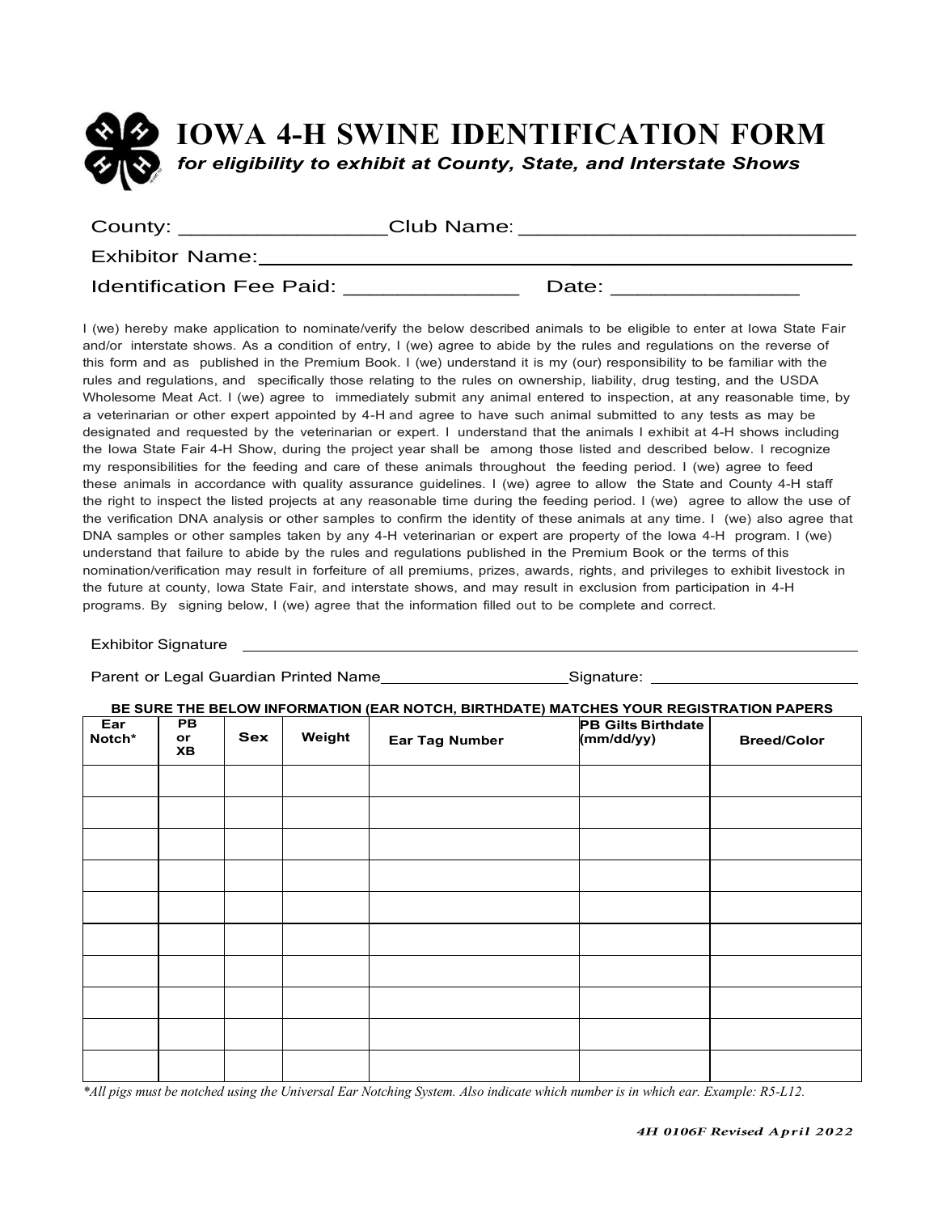# IOWA 4-H SWINE IDENTIFICATION FORM

***for eligibility to exhibit at County, State, and Interstate Shows***

County: ________________ Club Name: ___________________________

Exhibitor Name: ______________________________________________

Identification Fee Paid: ______________ Date: _______________

I (we) hereby make application to nominate/verify the below described animals to be eligible to enter at Iowa State Fair and/or interstate shows. As a condition of entry, I (we) agree to abide by the rules and regulations on the reverse of this form and as published in the Premium Book. I (we) understand it is my (our) responsibility to be familiar with the rules and regulations, and specifically those relating to the rules on ownership, liability, drug testing, and the USDA Wholesome Meat Act. I (we) agree to immediately submit any animal entered to inspection, at any reasonable time, by a veterinarian or other expert appointed by 4-H and agree to have such animal submitted to any tests as may be designated and requested by the veterinarian or expert. I understand that the animals I exhibit at 4-H shows including the Iowa State Fair 4-H Show, during the project year shall be among those listed and described below. I recognize my responsibilities for the feeding and care of these animals throughout the feeding period. I (we) agree to feed these animals in accordance with quality assurance guidelines. I (we) agree to allow the State and County 4-H staff the right to inspect the listed projects at any reasonable time during the feeding period. I (we) agree to allow the use of the verification DNA analysis or other samples to confirm the identity of these animals at any time. I (we) also agree that DNA samples or other samples taken by any 4-H veterinarian or expert are property of the Iowa 4-H program. I (we) understand that failure to abide by the rules and regulations published in the Premium Book or the terms of this nomination/verification may result in forfeiture of all premiums, prizes, awards, rights, and privileges to exhibit livestock in the future at county, Iowa State Fair, and interstate shows, and may result in exclusion from participation in 4-H programs. By signing below, I (we) agree that the information filled out to be complete and correct.

Exhibitor Signature ______________________________________________

Parent or Legal Guardian Printed Name ____________________ Signature: ____________________

**BE SURE THE BELOW INFORMATION (EAR NOTCH, BIRTHDATE) MATCHES YOUR REGISTRATION PAPERS**

| Ear Notch* | PB or XB | Sex | Weight | Ear Tag Number | PB Gilts Birthdate (mm/dd/yy) | Breed/Color |
|---|---|---|---|---|---|---|
| | | | | | | |
| | | | | | | |
| | | | | | | |
| | | | | | | |
| | | | | | | |
| | | | | | | |
| | | | | | | |
| | | | | | | |
| | | | | | | |
| | | | | | | |

**All pigs must be notched using the Universal Ear Notching System. Also indicate which number is in which ear. Example: R5-L12.*

*4H 0106F Revised April 2022*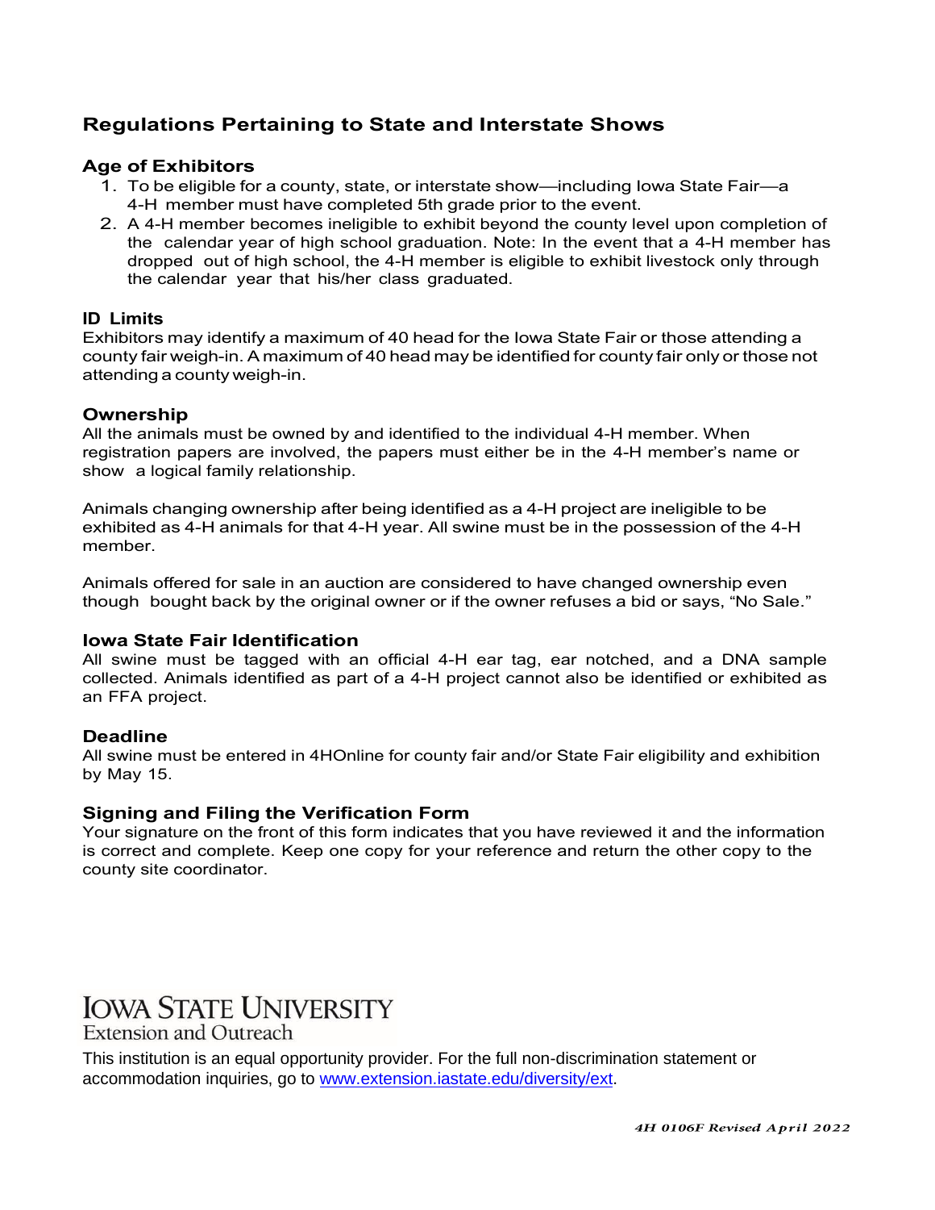## Regulations Pertaining to State and Interstate Shows

### Age of Exhibitors

1. To be eligible for a county, state, or interstate show—including Iowa State Fair—a 4-H member must have completed 5th grade prior to the event.
2. A 4-H member becomes ineligible to exhibit beyond the county level upon completion of the calendar year of high school graduation. Note: In the event that a 4-H member has dropped out of high school, the 4-H member is eligible to exhibit livestock only through the calendar year that his/her class graduated.

### ID Limits

Exhibitors may identify a maximum of 40 head for the Iowa State Fair or those attending a county fair weigh-in. A maximum of 40 head may be identified for county fair only or those not attending a county weigh-in.

### Ownership

All the animals must be owned by and identified to the individual 4-H member. When registration papers are involved, the papers must either be in the 4-H member's name or show a logical family relationship.

Animals changing ownership after being identified as a 4-H project are ineligible to be exhibited as 4-H animals for that 4-H year. All swine must be in the possession of the 4-H member.

Animals offered for sale in an auction are considered to have changed ownership even though bought back by the original owner or if the owner refuses a bid or says, "No Sale."

### Iowa State Fair Identification

All swine must be tagged with an official 4-H ear tag, ear notched, and a DNA sample collected. Animals identified as part of a 4-H project cannot also be identified or exhibited as an FFA project.

### Deadline

All swine must be entered in 4HOnline for county fair and/or State Fair eligibility and exhibition by May 15.

### Signing and Filing the Verification Form

Your signature on the front of this form indicates that you have reviewed it and the information is correct and complete. Keep one copy for your reference and return the other copy to the county site coordinator.

IOWA STATE UNIVERSITY
Extension and Outreach

This institution is an equal opportunity provider. For the full non-discrimination statement or accommodation inquiries, go to [www.extension.iastate.edu/diversity/ext](www.extension.iastate.edu/diversity/ext).

*4H 0106F Revised April 2022*